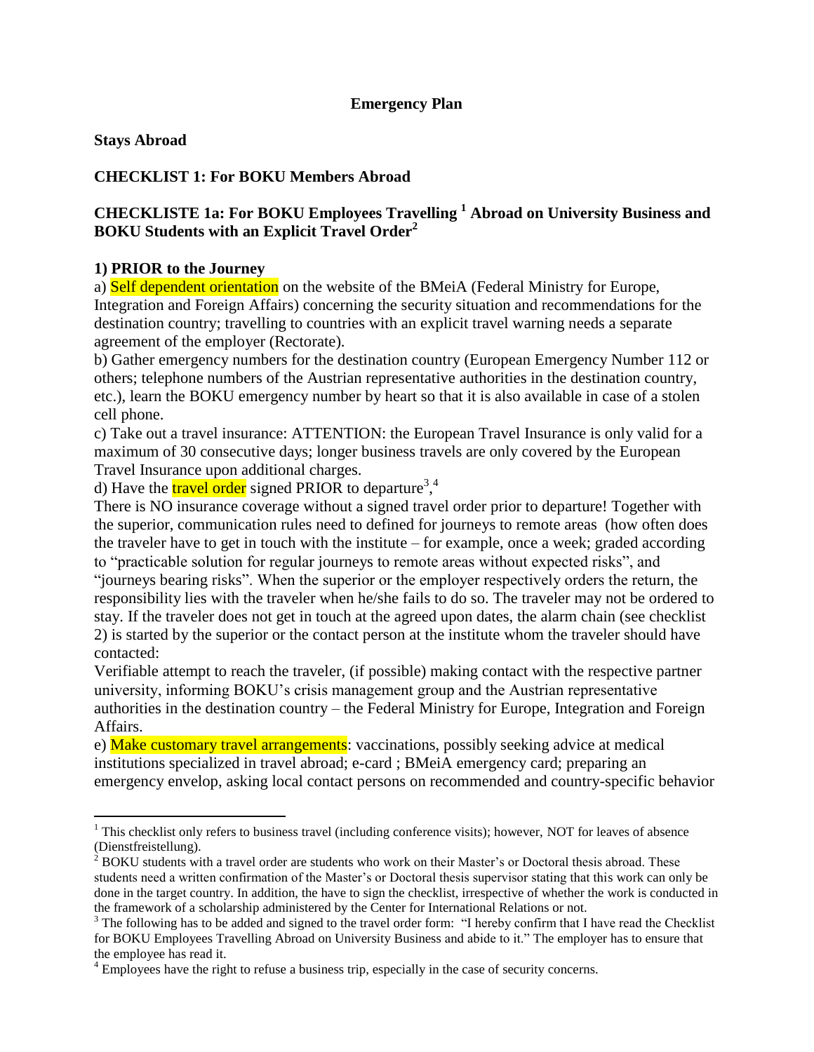**Emergency Plan**

**Stays Abroad**

**CHECKLIST 1: For BOKU Members Abroad**

**CHECKLISTE 1a: For BOKU Employees Travelling [1] Abroad on University Business and BOKU Students with an Explicit Travel Order[2]**

**1) PRIOR to the Journey**

a) Self dependent orientation on the website of the BMeiA (Federal Ministry for Europe, Integration and Foreign Affairs) concerning the security situation and recommendations for the destination country; travelling to countries with an explicit travel warning needs a separate agreement of the employer (Rectorate).

b) Gather emergency numbers for the destination country (European Emergency Number 112 or others; telephone numbers of the Austrian representative authorities in the destination country, etc.), learn the BOKU emergency number by heart so that it is also available in case of a stolen cell phone.

c) Take out a travel insurance: ATTENTION: the European Travel Insurance is only valid for a maximum of 30 consecutive days; longer business travels are only covered by the European Travel Insurance upon additional charges.

d) Have the travel order signed PRIOR to departure[3],[4]

There is NO insurance coverage without a signed travel order prior to departure! Together with the superior, communication rules need to defined for journeys to remote areas (how often does the traveler have to get in touch with the institute – for example, once a week; graded according to "practicable solution for regular journeys to remote areas without expected risks", and "journeys bearing risks". When the superior or the employer respectively orders the return, the responsibility lies with the traveler when he/she fails to do so. The traveler may not be ordered to stay. If the traveler does not get in touch at the agreed upon dates, the alarm chain (see checklist 2) is started by the superior or the contact person at the institute whom the traveler should have contacted:

Verifiable attempt to reach the traveler, (if possible) making contact with the respective partner university, informing BOKU's crisis management group and the Austrian representative authorities in the destination country – the Federal Ministry for Europe, Integration and Foreign Affairs.

e) Make customary travel arrangements: vaccinations, possibly seeking advice at medical institutions specialized in travel abroad; e-card ; BMeiA emergency card; preparing an emergency envelop, asking local contact persons on recommended and country-specific behavior

---

[1] This checklist only refers to business travel (including conference visits); however, NOT for leaves of absence (Dienstfreistellung).

[2] BOKU students with a travel order are students who work on their Master's or Doctoral thesis abroad. These students need a written confirmation of the Master's or Doctoral thesis supervisor stating that this work can only be done in the target country. In addition, the have to sign the checklist, irrespective of whether the work is conducted in the framework of a scholarship administered by the Center for International Relations or not.

[3] The following has to be added and signed to the travel order form: "I hereby confirm that I have read the Checklist for BOKU Employees Travelling Abroad on University Business and abide to it." The employer has to ensure that the employee has read it.

[4] Employees have the right to refuse a business trip, especially in the case of security concerns.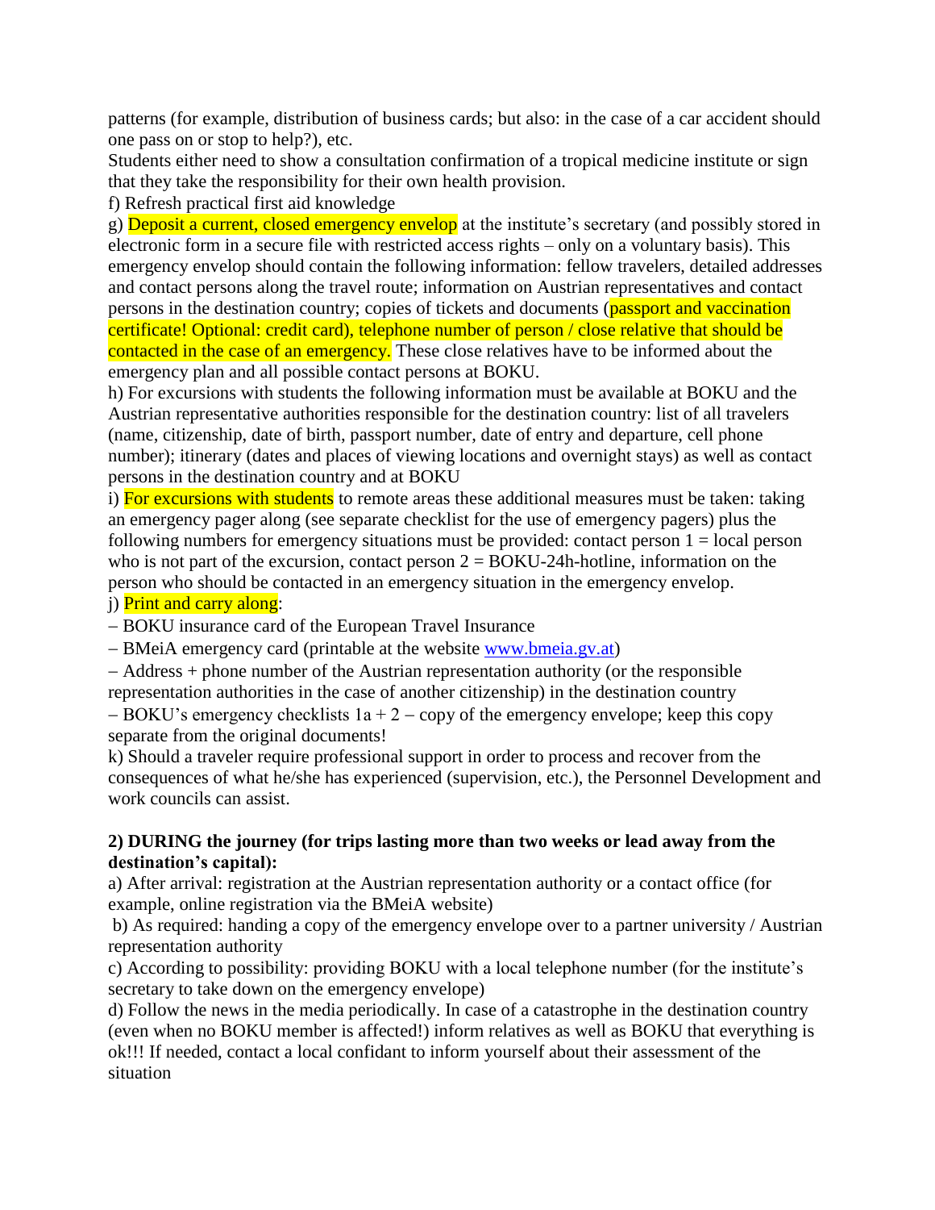patterns (for example, distribution of business cards; but also: in the case of a car accident should one pass on or stop to help?), etc.
Students either need to show a consultation confirmation of a tropical medicine institute or sign that they take the responsibility for their own health provision.

f) Refresh practical first aid knowledge

g) Deposit a current, closed emergency envelop at the institute's secretary (and possibly stored in electronic form in a secure file with restricted access rights – only on a voluntary basis). This emergency envelop should contain the following information: fellow travelers, detailed addresses and contact persons along the travel route; information on Austrian representatives and contact persons in the destination country; copies of tickets and documents (passport and vaccination certificate! Optional: credit card), telephone number of person / close relative that should be contacted in the case of an emergency. These close relatives have to be informed about the emergency plan and all possible contact persons at BOKU.

h) For excursions with students the following information must be available at BOKU and the Austrian representative authorities responsible for the destination country: list of all travelers (name, citizenship, date of birth, passport number, date of entry and departure, cell phone number); itinerary (dates and places of viewing locations and overnight stays) as well as contact persons in the destination country and at BOKU

i) For excursions with students to remote areas these additional measures must be taken: taking an emergency pager along (see separate checklist for the use of emergency pagers) plus the following numbers for emergency situations must be provided: contact person 1 = local person who is not part of the excursion, contact person 2 = BOKU-24h-hotline, information on the person who should be contacted in an emergency situation in the emergency envelop.

j) Print and carry along:

– BOKU insurance card of the European Travel Insurance
– BMeiA emergency card (printable at the website www.bmeia.gv.at)
– Address + phone number of the Austrian representation authority (or the responsible representation authorities in the case of another citizenship) in the destination country
– BOKU's emergency checklists 1a + 2 – copy of the emergency envelope; keep this copy separate from the original documents!

k) Should a traveler require professional support in order to process and recover from the consequences of what he/she has experienced (supervision, etc.), the Personnel Development and work councils can assist.

**2) DURING the journey (for trips lasting more than two weeks or lead away from the destination's capital):**

a) After arrival: registration at the Austrian representation authority or a contact office (for example, online registration via the BMeiA website)

b) As required: handing a copy of the emergency envelope over to a partner university / Austrian representation authority

c) According to possibility: providing BOKU with a local telephone number (for the institute's secretary to take down on the emergency envelope)

d) Follow the news in the media periodically. In case of a catastrophe in the destination country (even when no BOKU member is affected!) inform relatives as well as BOKU that everything is ok!!! If needed, contact a local confidant to inform yourself about their assessment of the situation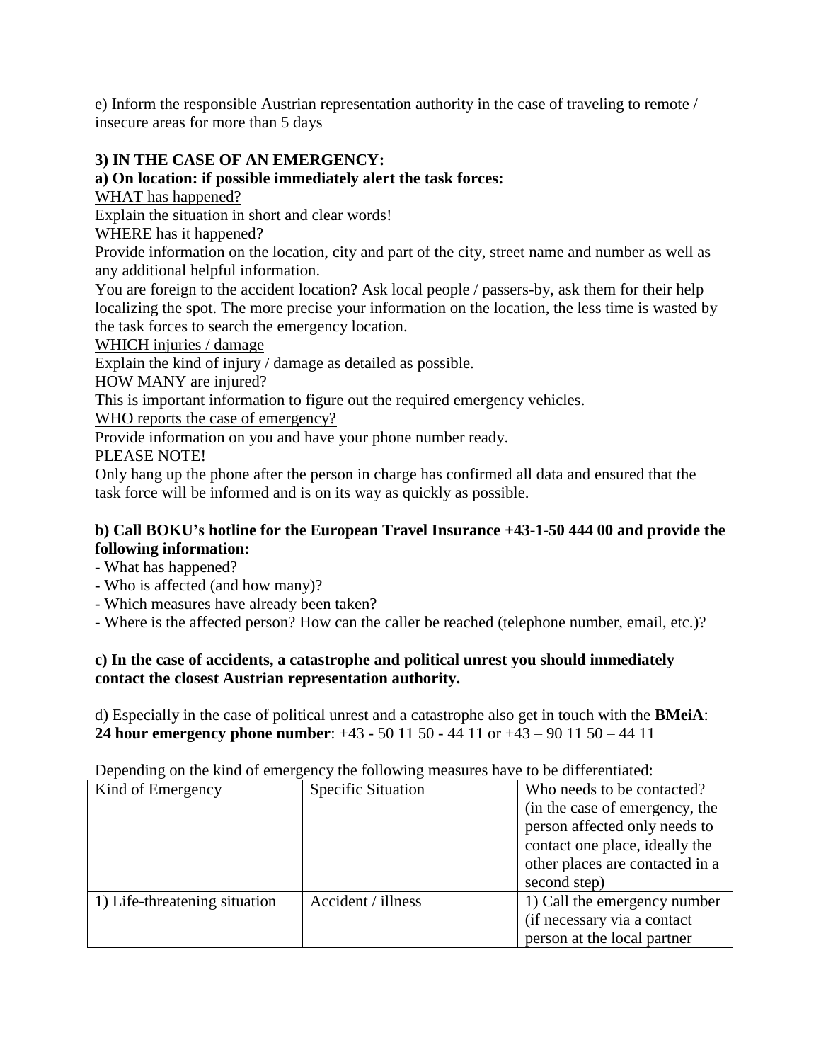e) Inform the responsible Austrian representation authority in the case of traveling to remote / insecure areas for more than 5 days

**3) IN THE CASE OF AN EMERGENCY:**

**a) On location: if possible immediately alert the task forces:**

<u>WHAT has happened?</u>

Explain the situation in short and clear words!

<u>WHERE has it happened?</u>

Provide information on the location, city and part of the city, street name and number as well as any additional helpful information.

You are foreign to the accident location? Ask local people / passers-by, ask them for their help localizing the spot. The more precise your information on the location, the less time is wasted by the task forces to search the emergency location.

<u>WHICH injuries / damage</u>

Explain the kind of injury / damage as detailed as possible.

<u>HOW MANY are injured?</u>

This is important information to figure out the required emergency vehicles.

<u>WHO reports the case of emergency?</u>

Provide information on you and have your phone number ready.

PLEASE NOTE!

Only hang up the phone after the person in charge has confirmed all data and ensured that the task force will be informed and is on its way as quickly as possible.

**b) Call BOKU's hotline for the European Travel Insurance +43-1-50 444 00 and provide the following information:**

- What has happened?
- Who is affected (and how many)?
- Which measures have already been taken?
- Where is the affected person? How can the caller be reached (telephone number, email, etc.)?

**c) In the case of accidents, a catastrophe and political unrest you should immediately contact the closest Austrian representation authority.**

d) Especially in the case of political unrest and a catastrophe also get in touch with the **BMeiA**: **24 hour emergency phone number**: +43 - 50 11 50 - 44 11 or +43 – 90 11 50 – 44 11

Depending on the kind of emergency the following measures have to be differentiated:

| Kind of Emergency | Specific Situation | Who needs to be contacted? (in the case of emergency, the person affected only needs to contact one place, ideally the other places are contacted in a second step) |
|---|---|---|
| 1) Life-threatening situation | Accident / illness | 1) Call the emergency number (if necessary via a contact person at the local partner |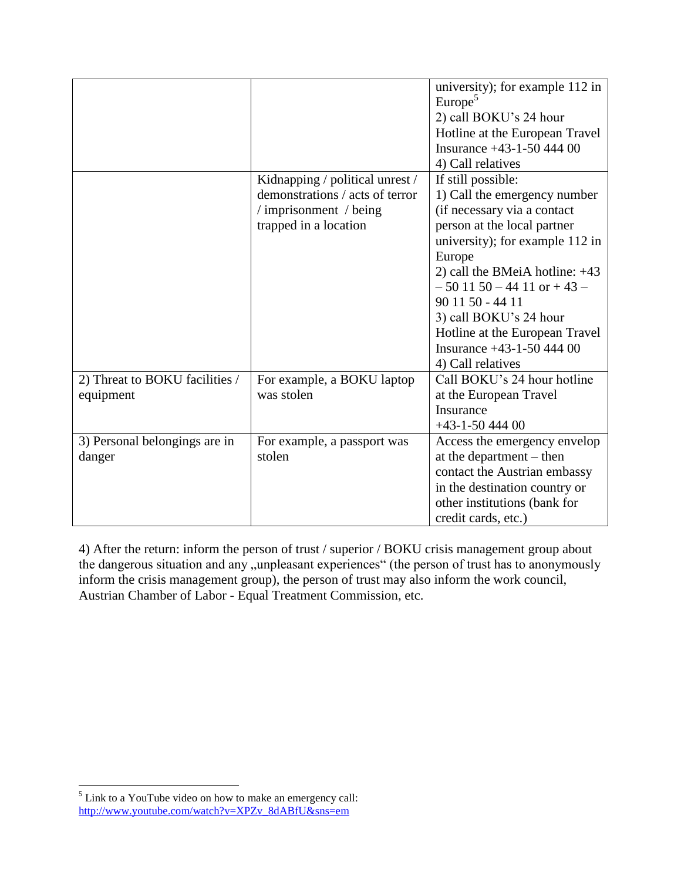| | | |
|---|---|---|
| | | university); for example 112 in Europe[5]<br>2) call BOKU's 24 hour Hotline at the European Travel Insurance +43-1-50 444 00<br>4) Call relatives |
| | Kidnapping / political unrest / demonstrations / acts of terror / imprisonment / being trapped in a location | If still possible:<br>1) Call the emergency number (if necessary via a contact person at the local partner university); for example 112 in Europe<br>2) call the BMeiA hotline: +43 – 50 11 50 – 44 11 or + 43 – 90 11 50 - 44 11<br>3) call BOKU's 24 hour Hotline at the European Travel Insurance +43-1-50 444 00<br>4) Call relatives |
| 2) Threat to BOKU facilities / equipment | For example, a BOKU laptop was stolen | Call BOKU's 24 hour hotline at the European Travel Insurance<br>+43-1-50 444 00 |
| 3) Personal belongings are in danger | For example, a passport was stolen | Access the emergency envelop at the department – then contact the Austrian embassy in the destination country or other institutions (bank for credit cards, etc.) |

4) After the return: inform the person of trust / superior / BOKU crisis management group about the dangerous situation and any „unpleasant experiences" (the person of trust has to anonymously inform the crisis management group), the person of trust may also inform the work council, Austrian Chamber of Labor - Equal Treatment Commission, etc.

[5] Link to a YouTube video on how to make an emergency call: http://www.youtube.com/watch?v=XPZv_8dABfU&sns=em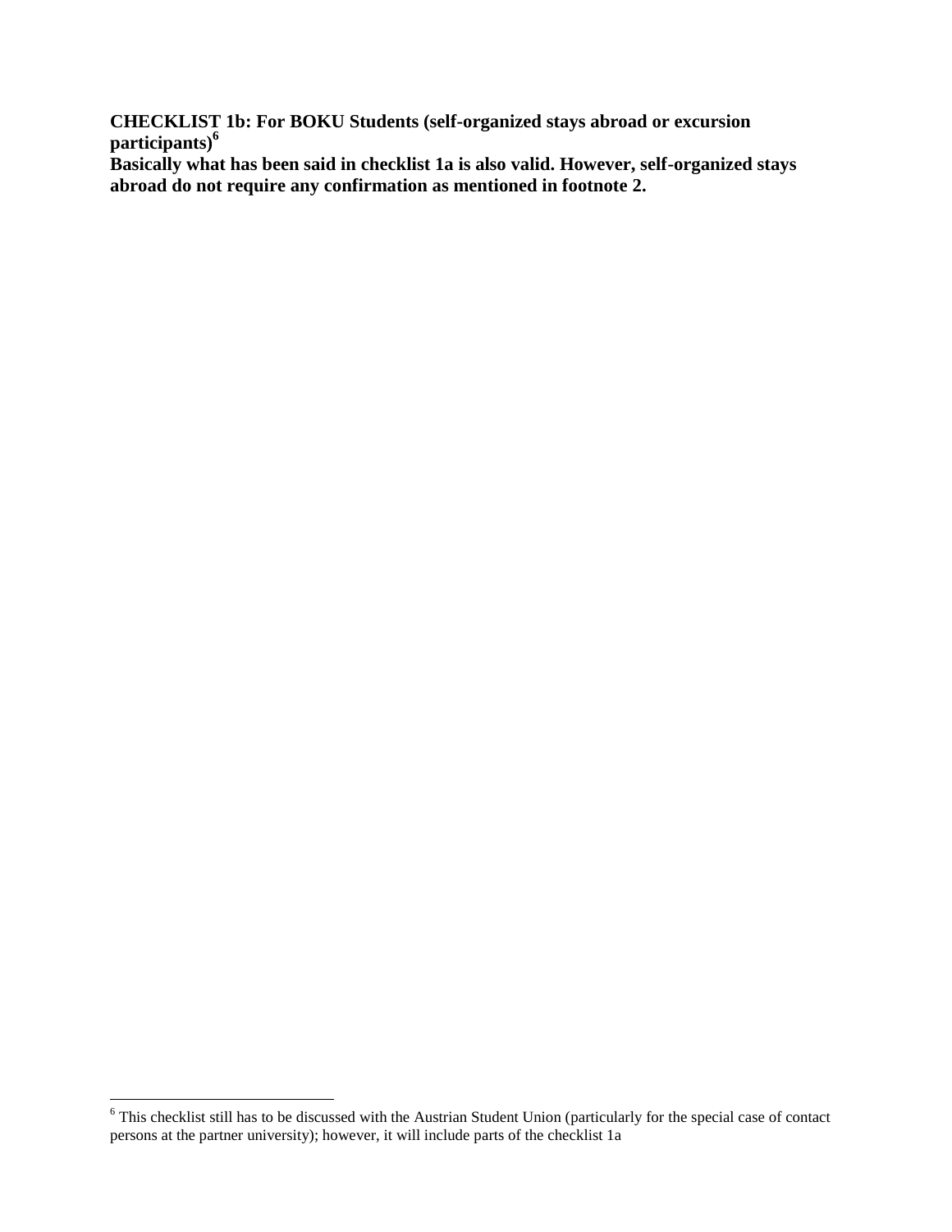**CHECKLIST 1b: For BOKU Students (self-organized stays abroad or excursion participants)[6]**

**Basically what has been said in checklist 1a is also valid. However, self-organized stays abroad do not require any confirmation as mentioned in footnote 2.**

[6] This checklist still has to be discussed with the Austrian Student Union (particularly for the special case of contact persons at the partner university); however, it will include parts of the checklist 1a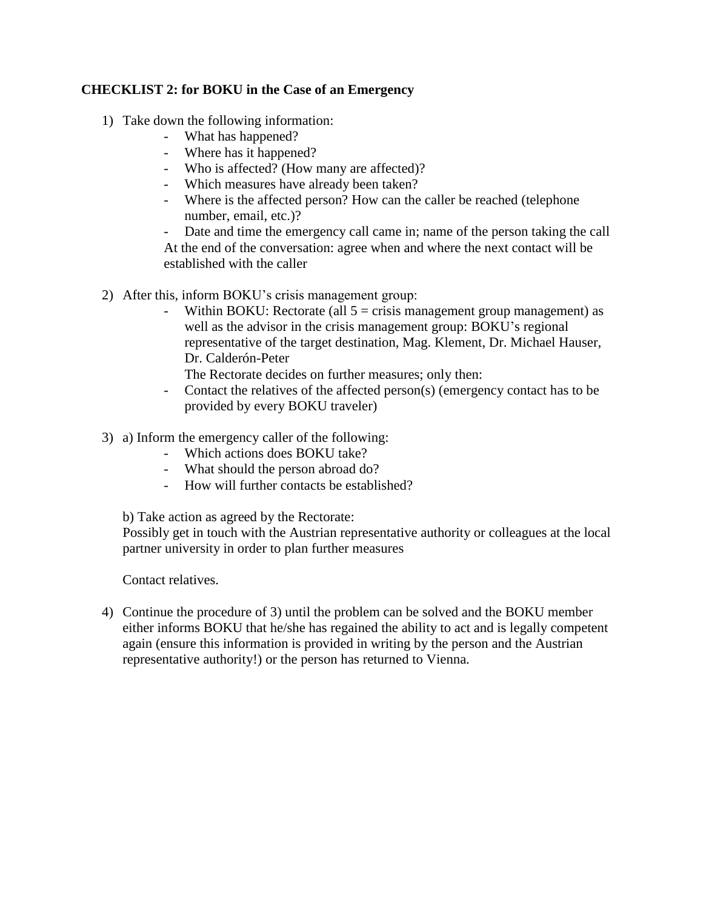**CHECKLIST 2: for BOKU in the Case of an Emergency**

1) Take down the following information:
   - What has happened?
   - Where has it happened?
   - Who is affected? (How many are affected)?
   - Which measures have already been taken?
   - Where is the affected person? How can the caller be reached (telephone number, email, etc.)?
   - Date and time the emergency call came in; name of the person taking the call

   At the end of the conversation: agree when and where the next contact will be established with the caller

2) After this, inform BOKU's crisis management group:
   - Within BOKU: Rectorate (all 5 = crisis management group management) as well as the advisor in the crisis management group: BOKU's regional representative of the target destination, Mag. Klement, Dr. Michael Hauser, Dr. Calderón-Peter

     The Rectorate decides on further measures; only then:
   - Contact the relatives of the affected person(s) (emergency contact has to be provided by every BOKU traveler)

3) a) Inform the emergency caller of the following:
   - Which actions does BOKU take?
   - What should the person abroad do?
   - How will further contacts be established?

   b) Take action as agreed by the Rectorate:
   Possibly get in touch with the Austrian representative authority or colleagues at the local partner university in order to plan further measures

   Contact relatives.

4) Continue the procedure of 3) until the problem can be solved and the BOKU member either informs BOKU that he/she has regained the ability to act and is legally competent again (ensure this information is provided in writing by the person and the Austrian representative authority!) or the person has returned to Vienna.